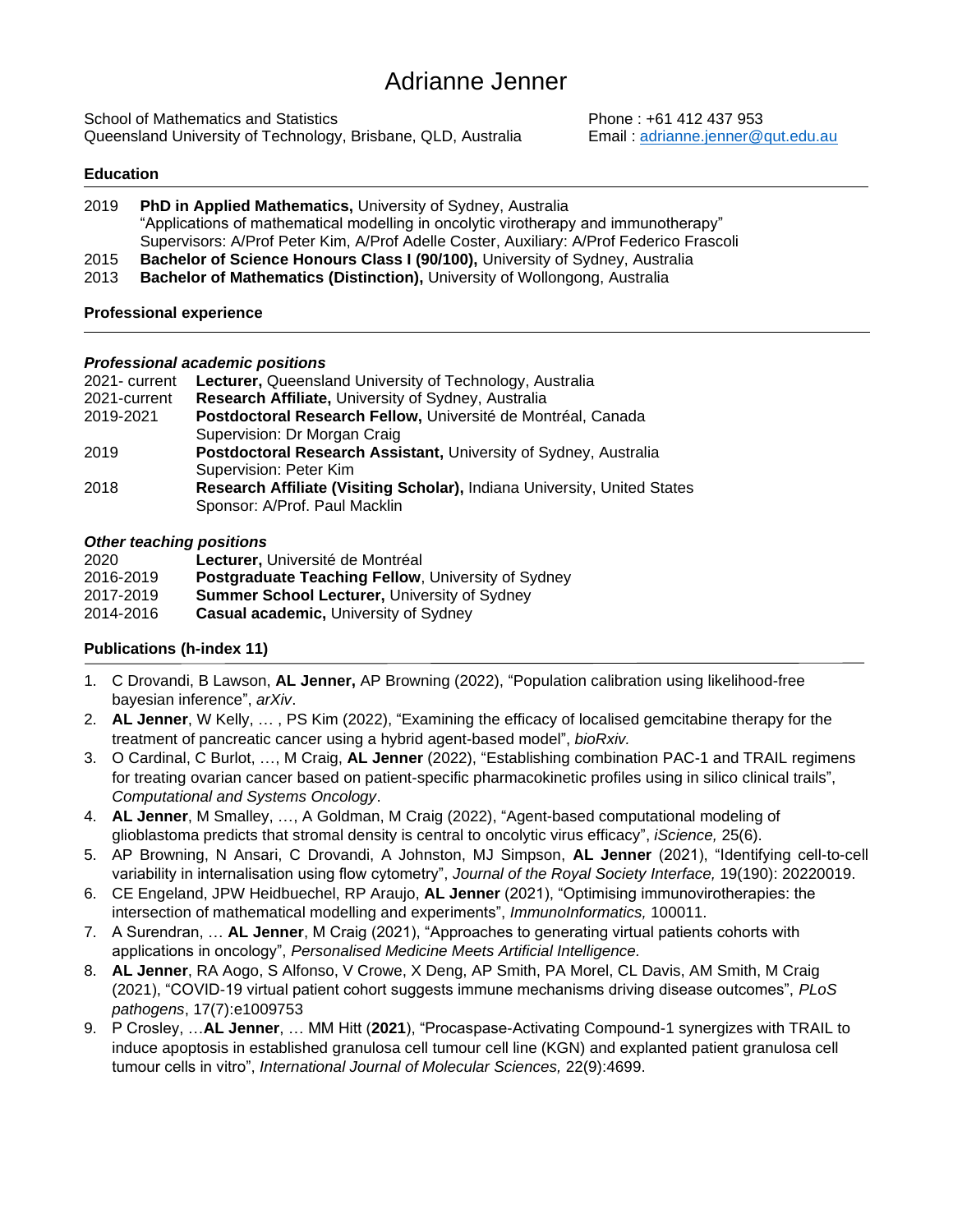# Adrianne Jenner

School of Mathematics and Statistics
Queensland University of Technology, Brisbane, QLD, Australia

Phone : +61 412 437 953
Email : adrianne.jenner@qut.edu.au

## Education

2019 **PhD in Applied Mathematics,** University of Sydney, Australia
"Applications of mathematical modelling in oncolytic virotherapy and immunotherapy"
Supervisors: A/Prof Peter Kim, A/Prof Adelle Coster, Auxiliary: A/Prof Federico Frascoli

2015 **Bachelor of Science Honours Class I (90/100),** University of Sydney, Australia

2013 **Bachelor of Mathematics (Distinction),** University of Wollongong, Australia

## Professional experience

### *Professional academic positions*

2021- current **Lecturer,** Queensland University of Technology, Australia

2021-current **Research Affiliate,** University of Sydney, Australia

2019-2021 **Postdoctoral Research Fellow,** Université de Montréal, Canada
Supervision: Dr Morgan Craig

2019 **Postdoctoral Research Assistant,** University of Sydney, Australia
Supervision: Peter Kim

2018 **Research Affiliate (Visiting Scholar),** Indiana University, United States
Sponsor: A/Prof. Paul Macklin

### *Other teaching positions*

2020 **Lecturer,** Université de Montréal

2016-2019 **Postgraduate Teaching Fellow**, University of Sydney

2017-2019 **Summer School Lecturer,** University of Sydney

2014-2016 **Casual academic,** University of Sydney

## Publications (h-index 11)

1. C Drovandi, B Lawson, **AL Jenner,** AP Browning (2022), "Population calibration using likelihood-free bayesian inference", *arXiv*.
2. **AL Jenner**, W Kelly, … , PS Kim (2022), "Examining the efficacy of localised gemcitabine therapy for the treatment of pancreatic cancer using a hybrid agent-based model", *bioRxiv.*
3. O Cardinal, C Burlot, …, M Craig, **AL Jenner** (2022), "Establishing combination PAC-1 and TRAIL regimens for treating ovarian cancer based on patient-specific pharmacokinetic profiles using in silico clinical trails", *Computational and Systems Oncology*.
4. **AL Jenner**, M Smalley, …, A Goldman, M Craig (2022), "Agent-based computational modeling of glioblastoma predicts that stromal density is central to oncolytic virus efficacy", *iScience,* 25(6).
5. AP Browning, N Ansari, C Drovandi, A Johnston, MJ Simpson, **AL Jenner** (2021), "Identifying cell-to-cell variability in internalisation using flow cytometry", *Journal of the Royal Society Interface,* 19(190): 20220019.
6. CE Engeland, JPW Heidbuechel, RP Araujo, **AL Jenner** (2021), "Optimising immunovirotherapies: the intersection of mathematical modelling and experiments", *ImmunoInformatics,* 100011.
7. A Surendran, … **AL Jenner**, M Craig (2021), "Approaches to generating virtual patients cohorts with applications in oncology", *Personalised Medicine Meets Artificial Intelligence.*
8. **AL Jenner**, RA Aogo, S Alfonso, V Crowe, X Deng, AP Smith, PA Morel, CL Davis, AM Smith, M Craig (2021), "COVID-19 virtual patient cohort suggests immune mechanisms driving disease outcomes", *PLoS pathogens*, 17(7):e1009753
9. P Crosley, …**AL Jenner**, … MM Hitt (**2021**), "Procaspase-Activating Compound-1 synergizes with TRAIL to induce apoptosis in established granulosa cell tumour cell line (KGN) and explanted patient granulosa cell tumour cells in vitro", *International Journal of Molecular Sciences,* 22(9):4699.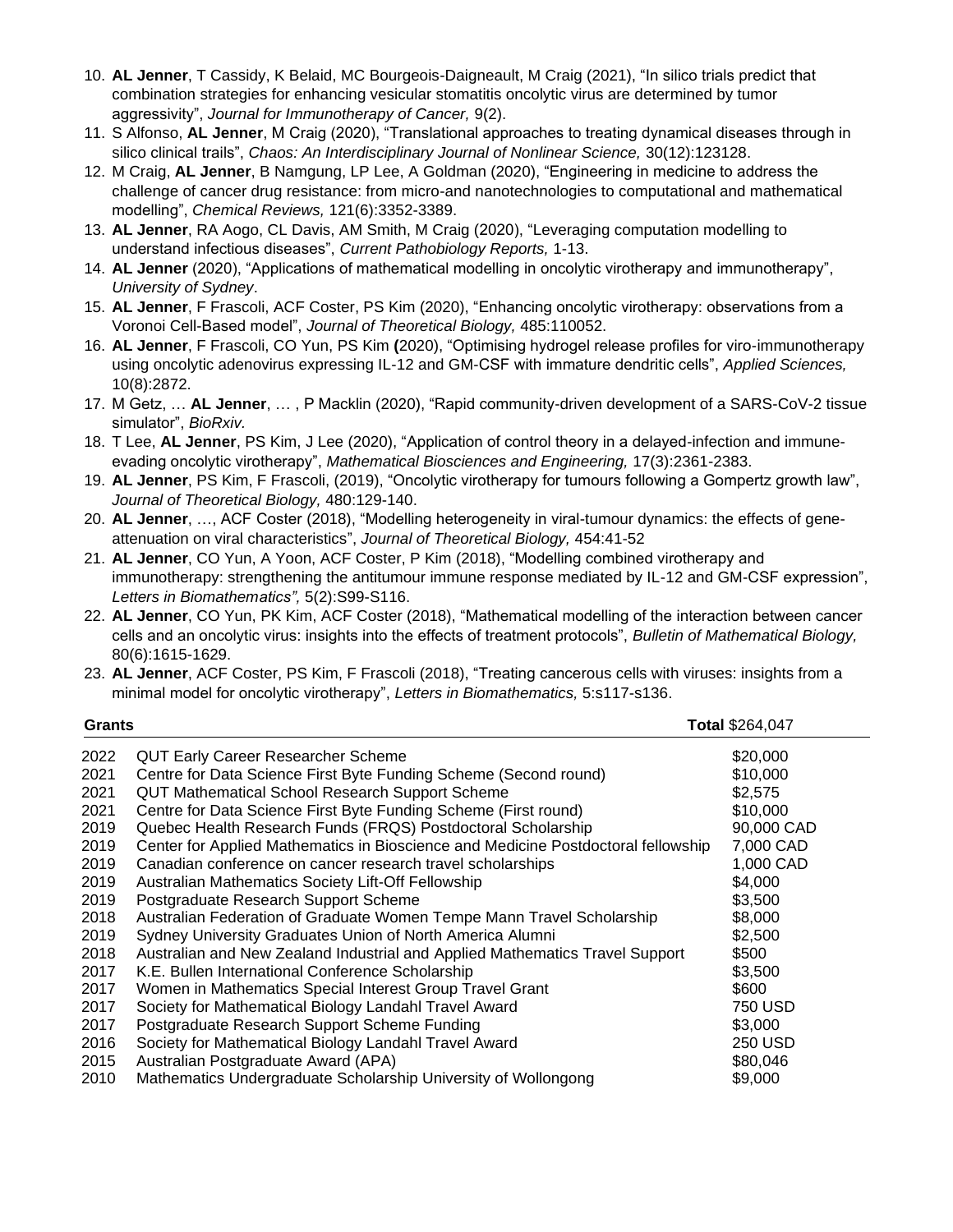10. **AL Jenner**, T Cassidy, K Belaid, MC Bourgeois-Daigneault, M Craig (2021), "In silico trials predict that combination strategies for enhancing vesicular stomatitis oncolytic virus are determined by tumor aggressivity", *Journal for Immunotherapy of Cancer,* 9(2).
11. S Alfonso, **AL Jenner**, M Craig (2020), "Translational approaches to treating dynamical diseases through in silico clinical trails", *Chaos: An Interdisciplinary Journal of Nonlinear Science,* 30(12):123128.
12. M Craig, **AL Jenner**, B Namgung, LP Lee, A Goldman (2020), "Engineering in medicine to address the challenge of cancer drug resistance: from micro-and nanotechnologies to computational and mathematical modelling", *Chemical Reviews,* 121(6):3352-3389.
13. **AL Jenner**, RA Aogo, CL Davis, AM Smith, M Craig (2020), "Leveraging computation modelling to understand infectious diseases", *Current Pathobiology Reports,* 1-13.
14. **AL Jenner** (2020), "Applications of mathematical modelling in oncolytic virotherapy and immunotherapy", *University of Sydney*.
15. **AL Jenner**, F Frascoli, ACF Coster, PS Kim (2020), "Enhancing oncolytic virotherapy: observations from a Voronoi Cell-Based model", *Journal of Theoretical Biology,* 485:110052.
16. **AL Jenner**, F Frascoli, CO Yun, PS Kim **(**2020), "Optimising hydrogel release profiles for viro-immunotherapy using oncolytic adenovirus expressing IL-12 and GM-CSF with immature dendritic cells", *Applied Sciences,* 10(8):2872.
17. M Getz, … **AL Jenner**, … , P Macklin (2020), "Rapid community-driven development of a SARS-CoV-2 tissue simulator", *BioRxiv.*
18. T Lee, **AL Jenner**, PS Kim, J Lee (2020), "Application of control theory in a delayed-infection and immune-evading oncolytic virotherapy", *Mathematical Biosciences and Engineering,* 17(3):2361-2383.
19. **AL Jenner**, PS Kim, F Frascoli, (2019), "Oncolytic virotherapy for tumours following a Gompertz growth law", *Journal of Theoretical Biology,* 480:129-140.
20. **AL Jenner**, …, ACF Coster (2018), "Modelling heterogeneity in viral-tumour dynamics: the effects of gene-attenuation on viral characteristics", *Journal of Theoretical Biology,* 454:41-52
21. **AL Jenner**, CO Yun, A Yoon, ACF Coster, P Kim (2018), "Modelling combined virotherapy and immunotherapy: strengthening the antitumour immune response mediated by IL-12 and GM-CSF expression", *Letters in Biomathematics",* 5(2):S99-S116.
22. **AL Jenner**, CO Yun, PK Kim, ACF Coster (2018), "Mathematical modelling of the interaction between cancer cells and an oncolytic virus: insights into the effects of treatment protocols", *Bulletin of Mathematical Biology,* 80(6):1615-1629.
23. **AL Jenner**, ACF Coster, PS Kim, F Frascoli (2018), "Treating cancerous cells with viruses: insights from a minimal model for oncolytic virotherapy", *Letters in Biomathematics,* 5:s117-s136.

## Grants

**Total** $264,047

| | | |
|---|---|---|
| 2022 | QUT Early Career Researcher Scheme | $20,000 |
| 2021 | Centre for Data Science First Byte Funding Scheme (Second round) | $10,000 |
| 2021 | QUT Mathematical School Research Support Scheme | $2,575 |
| 2021 | Centre for Data Science First Byte Funding Scheme (First round) | $10,000 |
| 2019 | Quebec Health Research Funds (FRQS) Postdoctoral Scholarship | 90,000 CAD |
| 2019 | Center for Applied Mathematics in Bioscience and Medicine Postdoctoral fellowship | 7,000 CAD |
| 2019 | Canadian conference on cancer research travel scholarships | 1,000 CAD |
| 2019 | Australian Mathematics Society Lift-Off Fellowship | $4,000 |
| 2019 | Postgraduate Research Support Scheme | $3,500 |
| 2018 | Australian Federation of Graduate Women Tempe Mann Travel Scholarship | $8,000 |
| 2019 | Sydney University Graduates Union of North America Alumni | $2,500 |
| 2018 | Australian and New Zealand Industrial and Applied Mathematics Travel Support | $500 |
| 2017 | K.E. Bullen International Conference Scholarship | $3,500 |
| 2017 | Women in Mathematics Special Interest Group Travel Grant | $600 |
| 2017 | Society for Mathematical Biology Landahl Travel Award | 750 USD |
| 2017 | Postgraduate Research Support Scheme Funding | $3,000 |
| 2016 | Society for Mathematical Biology Landahl Travel Award | 250 USD |
| 2015 | Australian Postgraduate Award (APA) | $80,046 |
| 2010 | Mathematics Undergraduate Scholarship University of Wollongong | $9,000 |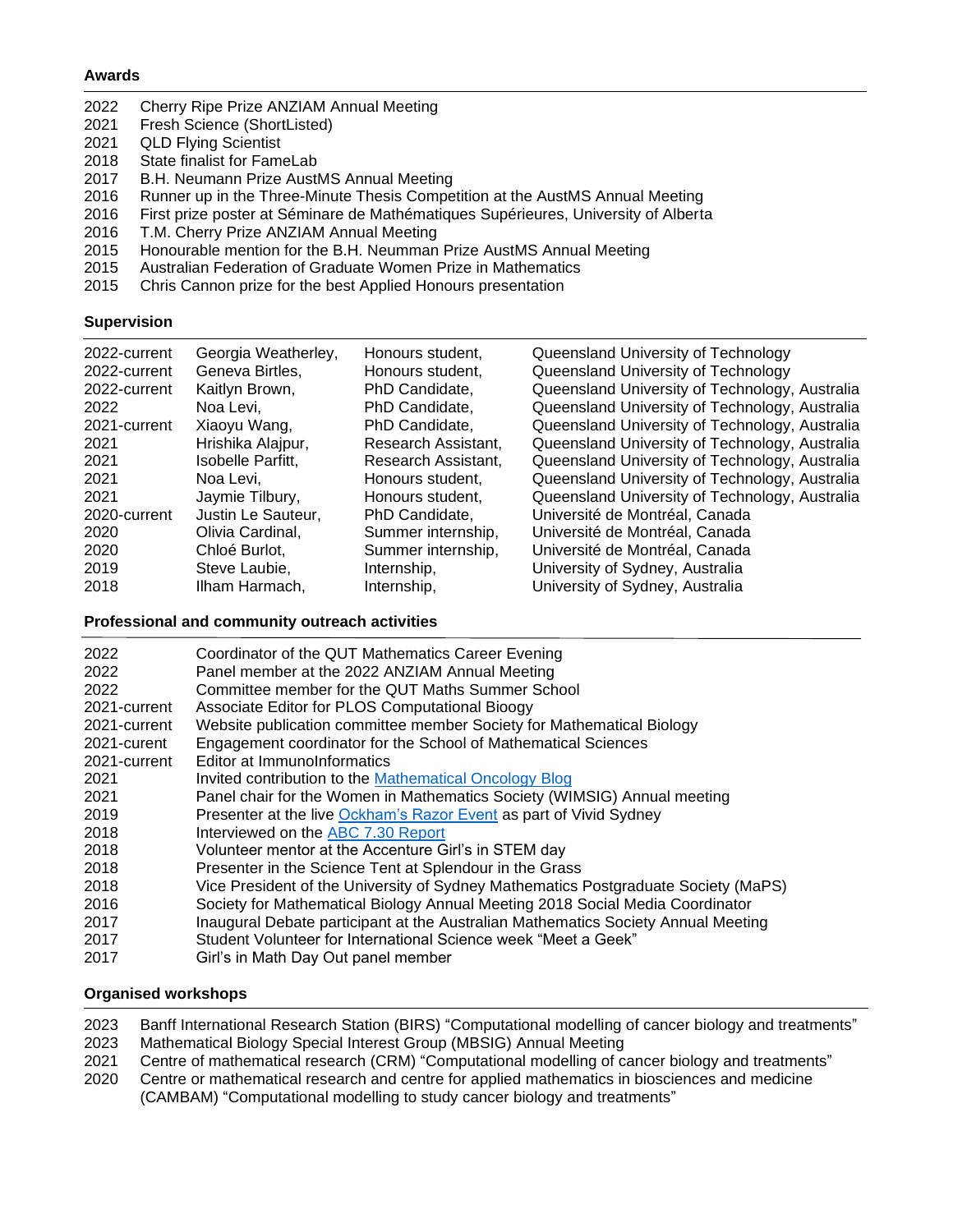**Awards**

2022 Cherry Ripe Prize ANZIAM Annual Meeting
2021 Fresh Science (ShortListed)
2021 QLD Flying Scientist
2018 State finalist for FameLab
2017 B.H. Neumann Prize AustMS Annual Meeting
2016 Runner up in the Three-Minute Thesis Competition at the AustMS Annual Meeting
2016 First prize poster at Séminare de Mathématiques Supérieures, University of Alberta
2016 T.M. Cherry Prize ANZIAM Annual Meeting
2015 Honourable mention for the B.H. Neumman Prize AustMS Annual Meeting
2015 Australian Federation of Graduate Women Prize in Mathematics
2015 Chris Cannon prize for the best Applied Honours presentation

**Supervision**

| | | | |
|---|---|---|---|
| 2022-current | Georgia Weatherley, | Honours student, | Queensland University of Technology |
| 2022-current | Geneva Birtles, | Honours student, | Queensland University of Technology |
| 2022-current | Kaitlyn Brown, | PhD Candidate, | Queensland University of Technology, Australia |
| 2022 | Noa Levi, | PhD Candidate, | Queensland University of Technology, Australia |
| 2021-current | Xiaoyu Wang, | PhD Candidate, | Queensland University of Technology, Australia |
| 2021 | Hrishika Alajpur, | Research Assistant, | Queensland University of Technology, Australia |
| 2021 | Isobelle Parfitt, | Research Assistant, | Queensland University of Technology, Australia |
| 2021 | Noa Levi, | Honours student, | Queensland University of Technology, Australia |
| 2021 | Jaymie Tilbury, | Honours student, | Queensland University of Technology, Australia |
| 2020-current | Justin Le Sauteur, | PhD Candidate, | Université de Montréal, Canada |
| 2020 | Olivia Cardinal, | Summer internship, | Université de Montréal, Canada |
| 2020 | Chloé Burlot, | Summer internship, | Université de Montréal, Canada |
| 2019 | Steve Laubie, | Internship, | University of Sydney, Australia |
| 2018 | Ilham Harmach, | Internship, | University of Sydney, Australia |

**Professional and community outreach activities**

| | |
|---|---|
| 2022 | Coordinator of the QUT Mathematics Career Evening |
| 2022 | Panel member at the 2022 ANZIAM Annual Meeting |
| 2022 | Committee member for the QUT Maths Summer School |
| 2021-current | Associate Editor for PLOS Computational Bioogy |
| 2021-current | Website publication committee member Society for Mathematical Biology |
| 2021-curent | Engagement coordinator for the School of Mathematical Sciences |
| 2021-current | Editor at ImmunoInformatics |
| 2021 | Invited contribution to the Mathematical Oncology Blog |
| 2021 | Panel chair for the Women in Mathematics Society (WIMSIG) Annual meeting |
| 2019 | Presenter at the live Ockham's Razor Event as part of Vivid Sydney |
| 2018 | Interviewed on the ABC 7.30 Report |
| 2018 | Volunteer mentor at the Accenture Girl's in STEM day |
| 2018 | Presenter in the Science Tent at Splendour in the Grass |
| 2018 | Vice President of the University of Sydney Mathematics Postgraduate Society (MaPS) |
| 2016 | Society for Mathematical Biology Annual Meeting 2018 Social Media Coordinator |
| 2017 | Inaugural Debate participant at the Australian Mathematics Society Annual Meeting |
| 2017 | Student Volunteer for International Science week "Meet a Geek" |
| 2017 | Girl's in Math Day Out panel member |

**Organised workshops**

2023 Banff International Research Station (BIRS) "Computational modelling of cancer biology and treatments"
2023 Mathematical Biology Special Interest Group (MBSIG) Annual Meeting
2021 Centre of mathematical research (CRM) "Computational modelling of cancer biology and treatments"
2020 Centre or mathematical research and centre for applied mathematics in biosciences and medicine (CAMBAM) "Computational modelling to study cancer biology and treatments"